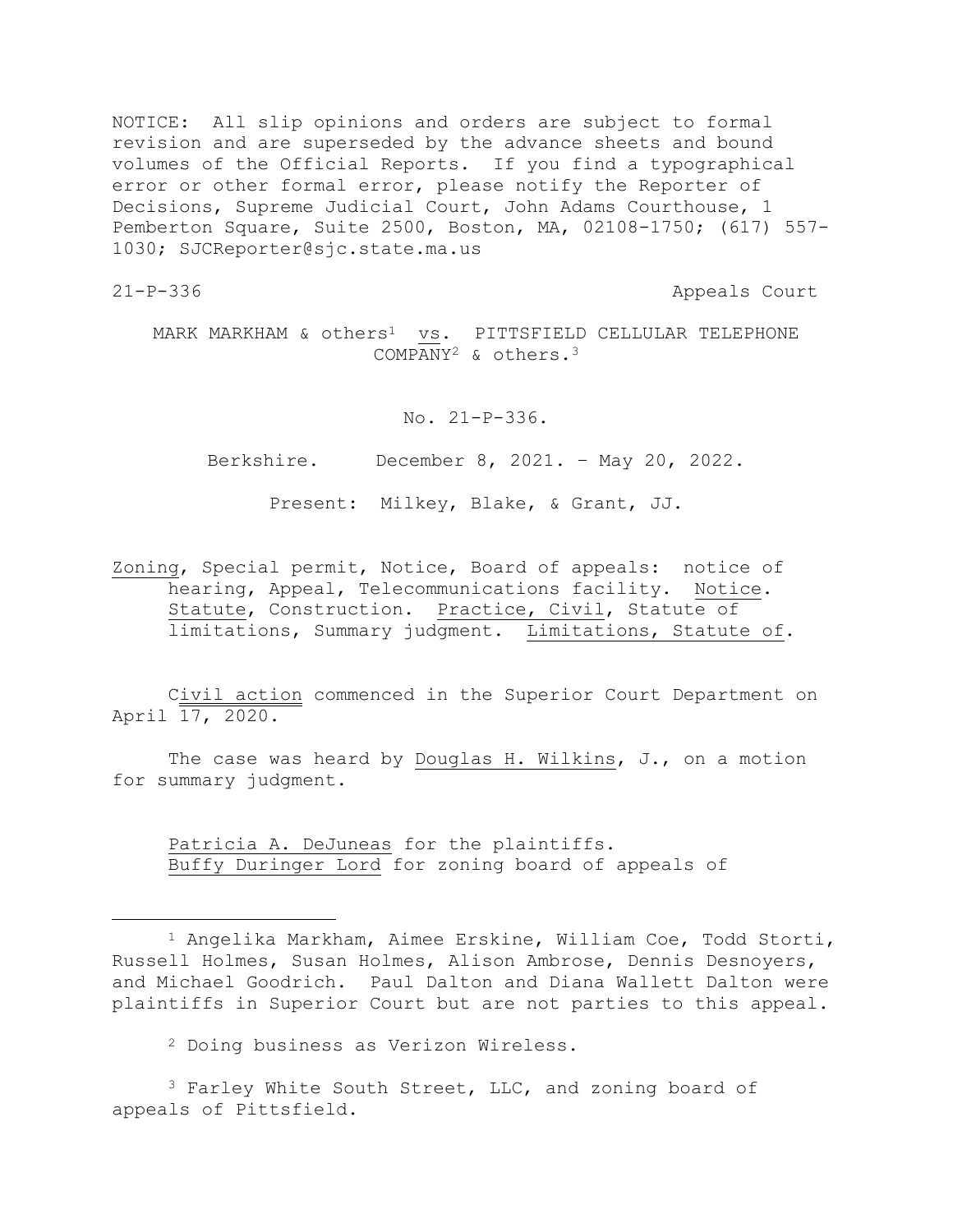NOTICE: All slip opinions and orders are subject to formal revision and are superseded by the advance sheets and bound volumes of the Official Reports. If you find a typographical error or other formal error, please notify the Reporter of Decisions, Supreme Judicial Court, John Adams Courthouse, 1 Pemberton Square, Suite 2500, Boston, MA, 02108-1750; (617) 557-1030; SJCReporter@sjc.state.ma.us

21-P-336 Appeals Court

MARK MARKHAM & others[1] vs. PITTSFIELD CELLULAR TELEPHONE COMPANY[2] & others.[3]

No. 21-P-336.

Berkshire. December 8, 2021. – May 20, 2022.

Present: Milkey, Blake, & Grant, JJ.

Zoning, Special permit, Notice, Board of appeals: notice of hearing, Appeal, Telecommunications facility. Notice. Statute, Construction. Practice, Civil, Statute of limitations, Summary judgment. Limitations, Statute of.

Civil action commenced in the Superior Court Department on April 17, 2020.

The case was heard by Douglas H. Wilkins, J., on a motion for summary judgment.

Patricia A. DeJuneas for the plaintiffs.
Buffy Duringer Lord for zoning board of appeals of

---

[1] Angelika Markham, Aimee Erskine, William Coe, Todd Storti, Russell Holmes, Susan Holmes, Alison Ambrose, Dennis Desnoyers, and Michael Goodrich. Paul Dalton and Diana Wallett Dalton were plaintiffs in Superior Court but are not parties to this appeal.

[2] Doing business as Verizon Wireless.

[3] Farley White South Street, LLC, and zoning board of appeals of Pittsfield.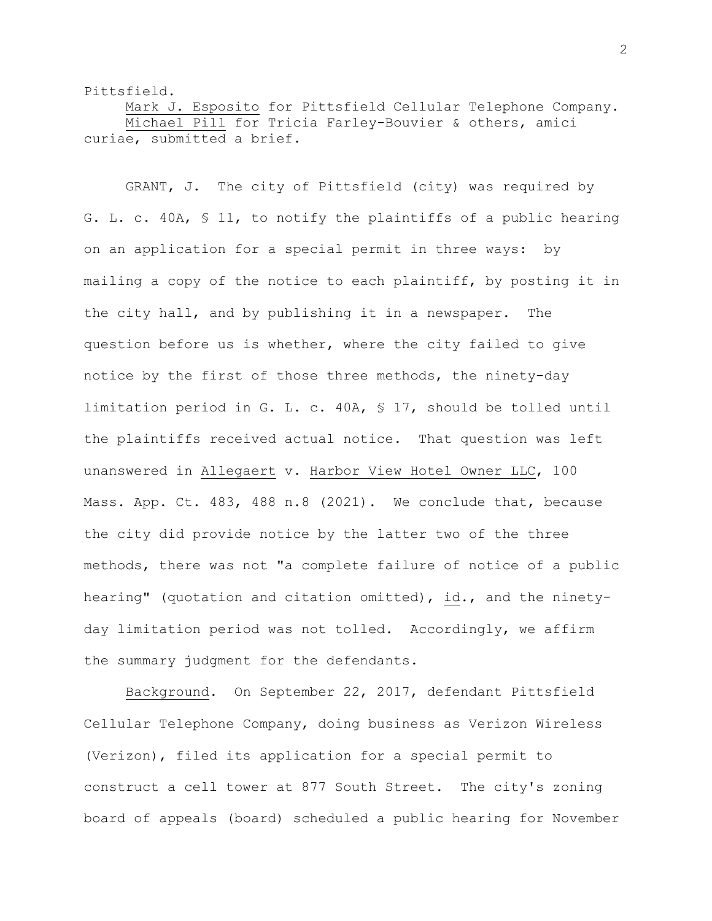Pittsfield.

Mark J. Esposito for Pittsfield Cellular Telephone Company.

Michael Pill for Tricia Farley-Bouvier & others, amici curiae, submitted a brief.

GRANT, J. The city of Pittsfield (city) was required by G. L. c. 40A, § 11, to notify the plaintiffs of a public hearing on an application for a special permit in three ways: by mailing a copy of the notice to each plaintiff, by posting it in the city hall, and by publishing it in a newspaper. The question before us is whether, where the city failed to give notice by the first of those three methods, the ninety-day limitation period in G. L. c. 40A, § 17, should be tolled until the plaintiffs received actual notice. That question was left unanswered in Allegaert v. Harbor View Hotel Owner LLC, 100 Mass. App. Ct. 483, 488 n.8 (2021). We conclude that, because the city did provide notice by the latter two of the three methods, there was not "a complete failure of notice of a public hearing" (quotation and citation omitted), id., and the ninety-day limitation period was not tolled. Accordingly, we affirm the summary judgment for the defendants.

Background. On September 22, 2017, defendant Pittsfield Cellular Telephone Company, doing business as Verizon Wireless (Verizon), filed its application for a special permit to construct a cell tower at 877 South Street. The city's zoning board of appeals (board) scheduled a public hearing for November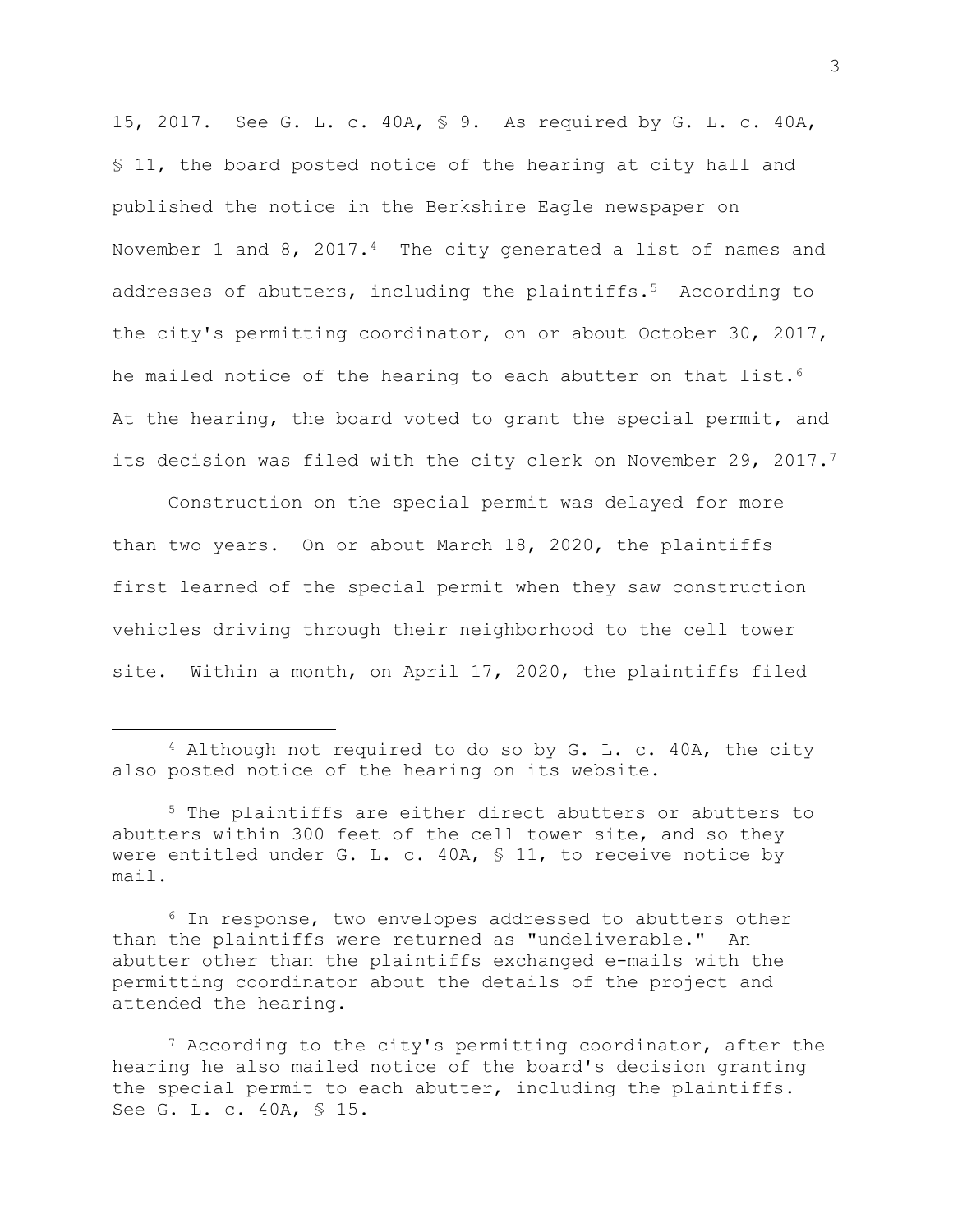15, 2017. See G. L. c. 40A, § 9. As required by G. L. c. 40A, § 11, the board posted notice of the hearing at city hall and published the notice in the Berkshire Eagle newspaper on November 1 and 8, 2017.[4] The city generated a list of names and addresses of abutters, including the plaintiffs.[5] According to the city's permitting coordinator, on or about October 30, 2017, he mailed notice of the hearing to each abutter on that list.[6] At the hearing, the board voted to grant the special permit, and its decision was filed with the city clerk on November 29, 2017.[7]

Construction on the special permit was delayed for more than two years. On or about March 18, 2020, the plaintiffs first learned of the special permit when they saw construction vehicles driving through their neighborhood to the cell tower site. Within a month, on April 17, 2020, the plaintiffs filed

---

[4] Although not required to do so by G. L. c. 40A, the city also posted notice of the hearing on its website.

[5] The plaintiffs are either direct abutters or abutters to abutters within 300 feet of the cell tower site, and so they were entitled under G. L. c. 40A, § 11, to receive notice by mail.

[6] In response, two envelopes addressed to abutters other than the plaintiffs were returned as "undeliverable." An abutter other than the plaintiffs exchanged e-mails with the permitting coordinator about the details of the project and attended the hearing.

[7] According to the city's permitting coordinator, after the hearing he also mailed notice of the board's decision granting the special permit to each abutter, including the plaintiffs. See G. L. c. 40A, § 15.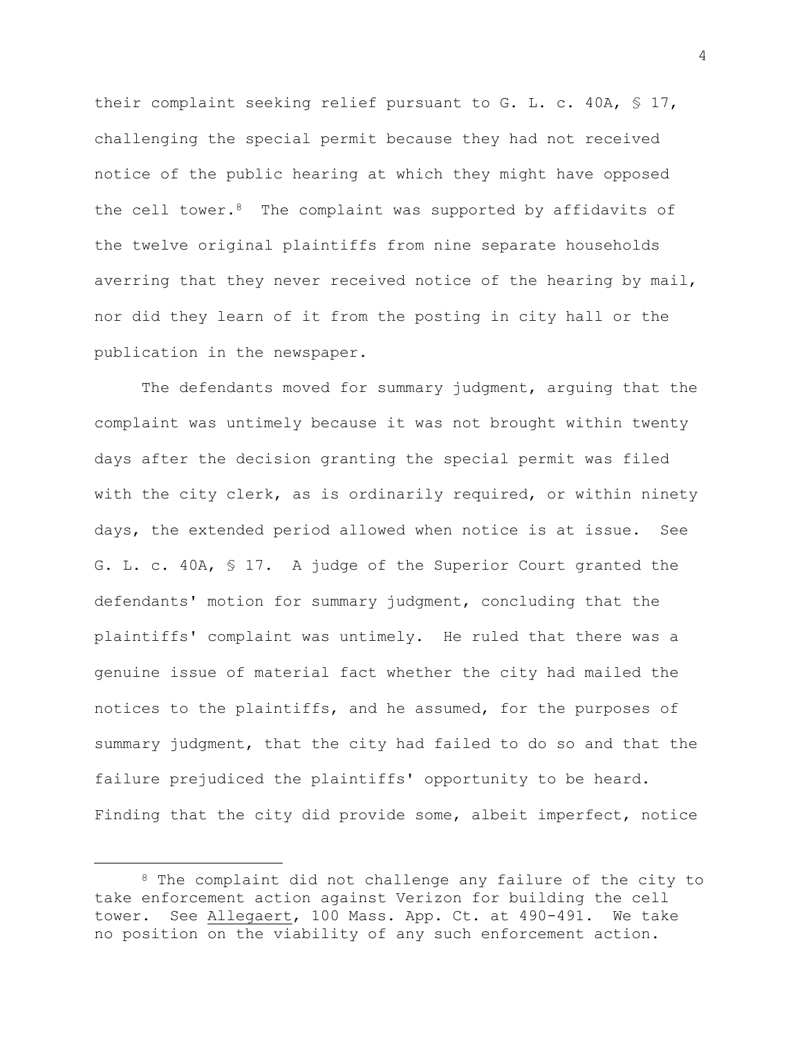their complaint seeking relief pursuant to G. L. c. 40A, § 17, challenging the special permit because they had not received notice of the public hearing at which they might have opposed the cell tower.[8] The complaint was supported by affidavits of the twelve original plaintiffs from nine separate households averring that they never received notice of the hearing by mail, nor did they learn of it from the posting in city hall or the publication in the newspaper.

The defendants moved for summary judgment, arguing that the complaint was untimely because it was not brought within twenty days after the decision granting the special permit was filed with the city clerk, as is ordinarily required, or within ninety days, the extended period allowed when notice is at issue. See G. L. c. 40A, § 17. A judge of the Superior Court granted the defendants' motion for summary judgment, concluding that the plaintiffs' complaint was untimely. He ruled that there was a genuine issue of material fact whether the city had mailed the notices to the plaintiffs, and he assumed, for the purposes of summary judgment, that the city had failed to do so and that the failure prejudiced the plaintiffs' opportunity to be heard. Finding that the city did provide some, albeit imperfect, notice

---

[8] The complaint did not challenge any failure of the city to take enforcement action against Verizon for building the cell tower. See Allegaert, 100 Mass. App. Ct. at 490-491. We take no position on the viability of any such enforcement action.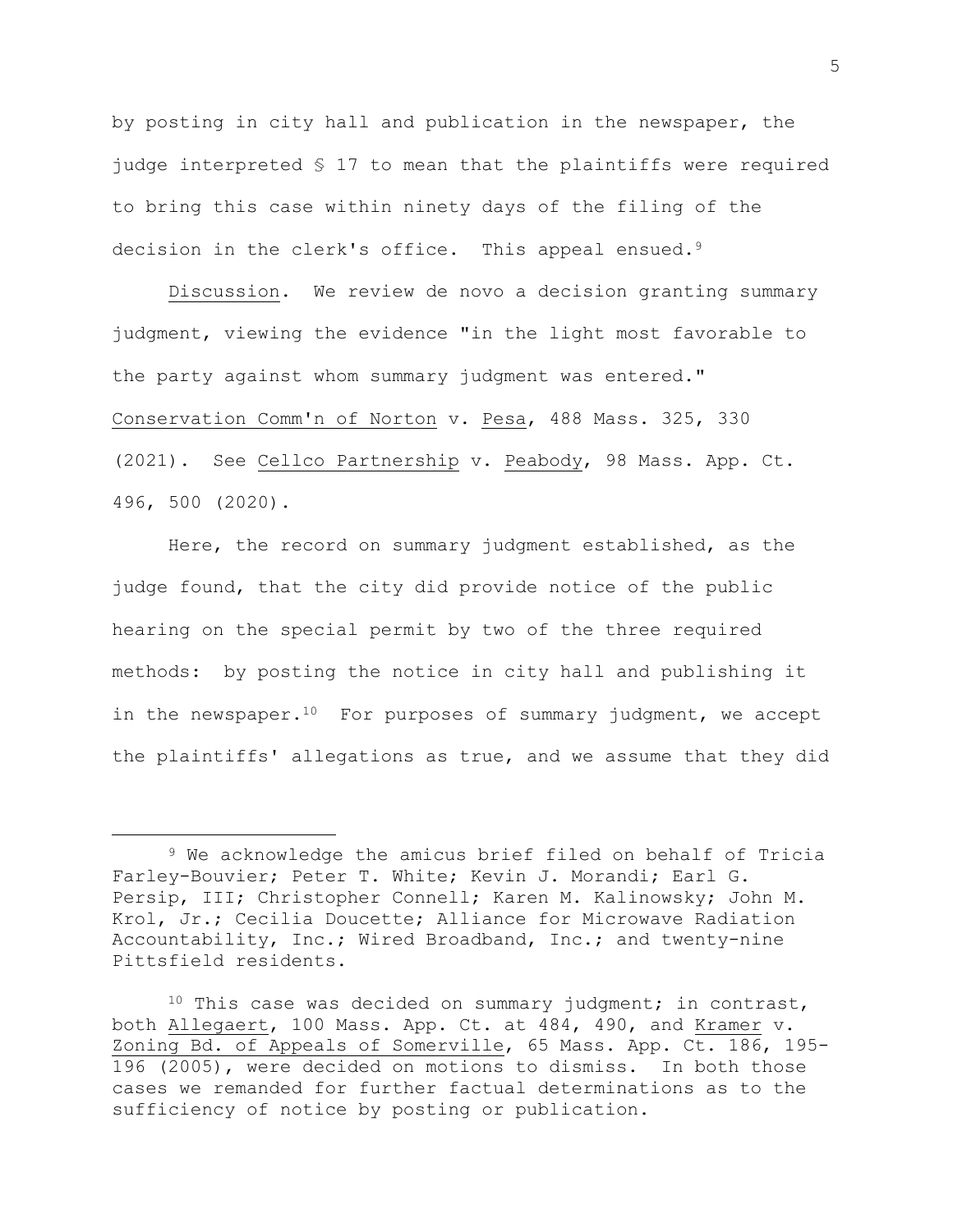by posting in city hall and publication in the newspaper, the judge interpreted § 17 to mean that the plaintiffs were required to bring this case within ninety days of the filing of the decision in the clerk's office. This appeal ensued.[9]

Discussion. We review de novo a decision granting summary judgment, viewing the evidence "in the light most favorable to the party against whom summary judgment was entered." Conservation Comm'n of Norton v. Pesa, 488 Mass. 325, 330 (2021). See Cellco Partnership v. Peabody, 98 Mass. App. Ct. 496, 500 (2020).

Here, the record on summary judgment established, as the judge found, that the city did provide notice of the public hearing on the special permit by two of the three required methods: by posting the notice in city hall and publishing it in the newspaper.[10] For purposes of summary judgment, we accept the plaintiffs' allegations as true, and we assume that they did

---

[9] We acknowledge the amicus brief filed on behalf of Tricia Farley-Bouvier; Peter T. White; Kevin J. Morandi; Earl G. Persip, III; Christopher Connell; Karen M. Kalinowsky; John M. Krol, Jr.; Cecilia Doucette; Alliance for Microwave Radiation Accountability, Inc.; Wired Broadband, Inc.; and twenty-nine Pittsfield residents.

[10] This case was decided on summary judgment; in contrast, both Allegaert, 100 Mass. App. Ct. at 484, 490, and Kramer v. Zoning Bd. of Appeals of Somerville, 65 Mass. App. Ct. 186, 195-196 (2005), were decided on motions to dismiss. In both those cases we remanded for further factual determinations as to the sufficiency of notice by posting or publication.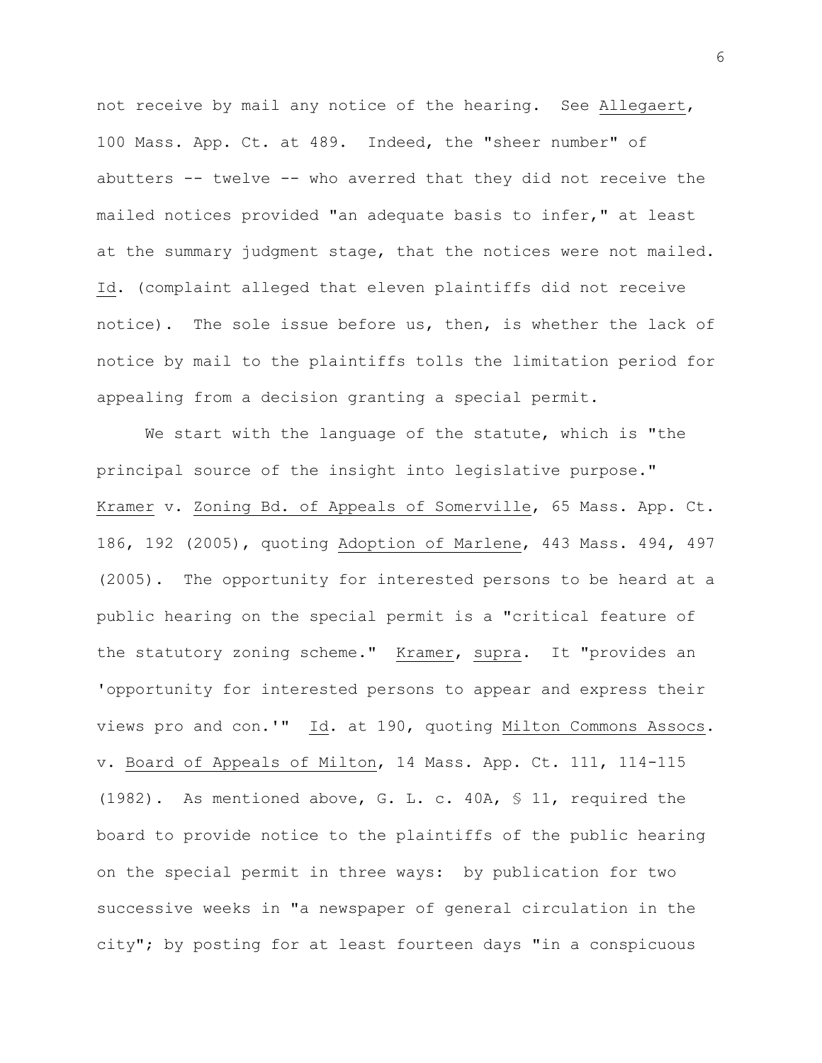not receive by mail any notice of the hearing. See Allegaert, 100 Mass. App. Ct. at 489. Indeed, the "sheer number" of abutters -- twelve -- who averred that they did not receive the mailed notices provided "an adequate basis to infer," at least at the summary judgment stage, that the notices were not mailed. Id. (complaint alleged that eleven plaintiffs did not receive notice). The sole issue before us, then, is whether the lack of notice by mail to the plaintiffs tolls the limitation period for appealing from a decision granting a special permit.

We start with the language of the statute, which is "the principal source of the insight into legislative purpose." Kramer v. Zoning Bd. of Appeals of Somerville, 65 Mass. App. Ct. 186, 192 (2005), quoting Adoption of Marlene, 443 Mass. 494, 497 (2005). The opportunity for interested persons to be heard at a public hearing on the special permit is a "critical feature of the statutory zoning scheme." Kramer, supra. It "provides an 'opportunity for interested persons to appear and express their views pro and con.'" Id. at 190, quoting Milton Commons Assocs. v. Board of Appeals of Milton, 14 Mass. App. Ct. 111, 114-115 (1982). As mentioned above, G. L. c. 40A, § 11, required the board to provide notice to the plaintiffs of the public hearing on the special permit in three ways: by publication for two successive weeks in "a newspaper of general circulation in the city"; by posting for at least fourteen days "in a conspicuous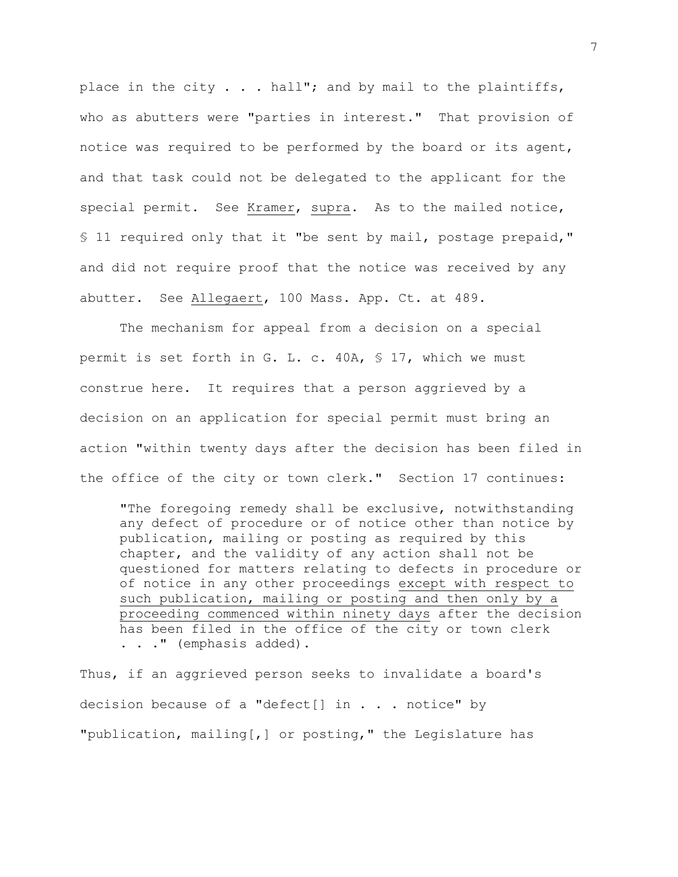place in the city . . . hall"; and by mail to the plaintiffs, who as abutters were "parties in interest." That provision of notice was required to be performed by the board or its agent, and that task could not be delegated to the applicant for the special permit. See <u>Kramer</u>, <u>supra</u>. As to the mailed notice, § 11 required only that it "be sent by mail, postage prepaid," and did not require proof that the notice was received by any abutter. See <u>Allegaert</u>, 100 Mass. App. Ct. at 489.

The mechanism for appeal from a decision on a special permit is set forth in G. L. c. 40A, § 17, which we must construe here. It requires that a person aggrieved by a decision on an application for special permit must bring an action "within twenty days after the decision has been filed in the office of the city or town clerk." Section 17 continues:

> "The foregoing remedy shall be exclusive, notwithstanding any defect of procedure or of notice other than notice by publication, mailing or posting as required by this chapter, and the validity of any action shall not be questioned for matters relating to defects in procedure or of notice in any other proceedings <u>except with respect to such publication, mailing or posting and then only by a proceeding commenced within ninety days</u> after the decision has been filed in the office of the city or town clerk . . ." (emphasis added).

Thus, if an aggrieved person seeks to invalidate a board's decision because of a "defect[] in . . . notice" by "publication, mailing[,] or posting," the Legislature has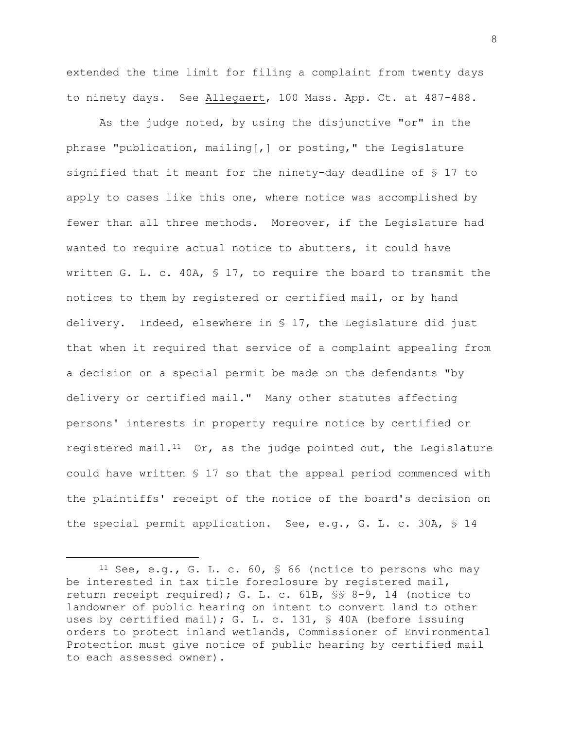extended the time limit for filing a complaint from twenty days to ninety days. See Allegaert, 100 Mass. App. Ct. at 487-488.

As the judge noted, by using the disjunctive "or" in the phrase "publication, mailing[,] or posting," the Legislature signified that it meant for the ninety-day deadline of § 17 to apply to cases like this one, where notice was accomplished by fewer than all three methods. Moreover, if the Legislature had wanted to require actual notice to abutters, it could have written G. L. c. 40A, § 17, to require the board to transmit the notices to them by registered or certified mail, or by hand delivery. Indeed, elsewhere in § 17, the Legislature did just that when it required that service of a complaint appealing from a decision on a special permit be made on the defendants "by delivery or certified mail." Many other statutes affecting persons' interests in property require notice by certified or registered mail.[11] Or, as the judge pointed out, the Legislature could have written § 17 so that the appeal period commenced with the plaintiffs' receipt of the notice of the board's decision on the special permit application. See, e.g., G. L. c. 30A, § 14

---

[11] See, e.g., G. L. c. 60, § 66 (notice to persons who may be interested in tax title foreclosure by registered mail, return receipt required); G. L. c. 61B, §§ 8-9, 14 (notice to landowner of public hearing on intent to convert land to other uses by certified mail); G. L. c. 131, § 40A (before issuing orders to protect inland wetlands, Commissioner of Environmental Protection must give notice of public hearing by certified mail to each assessed owner).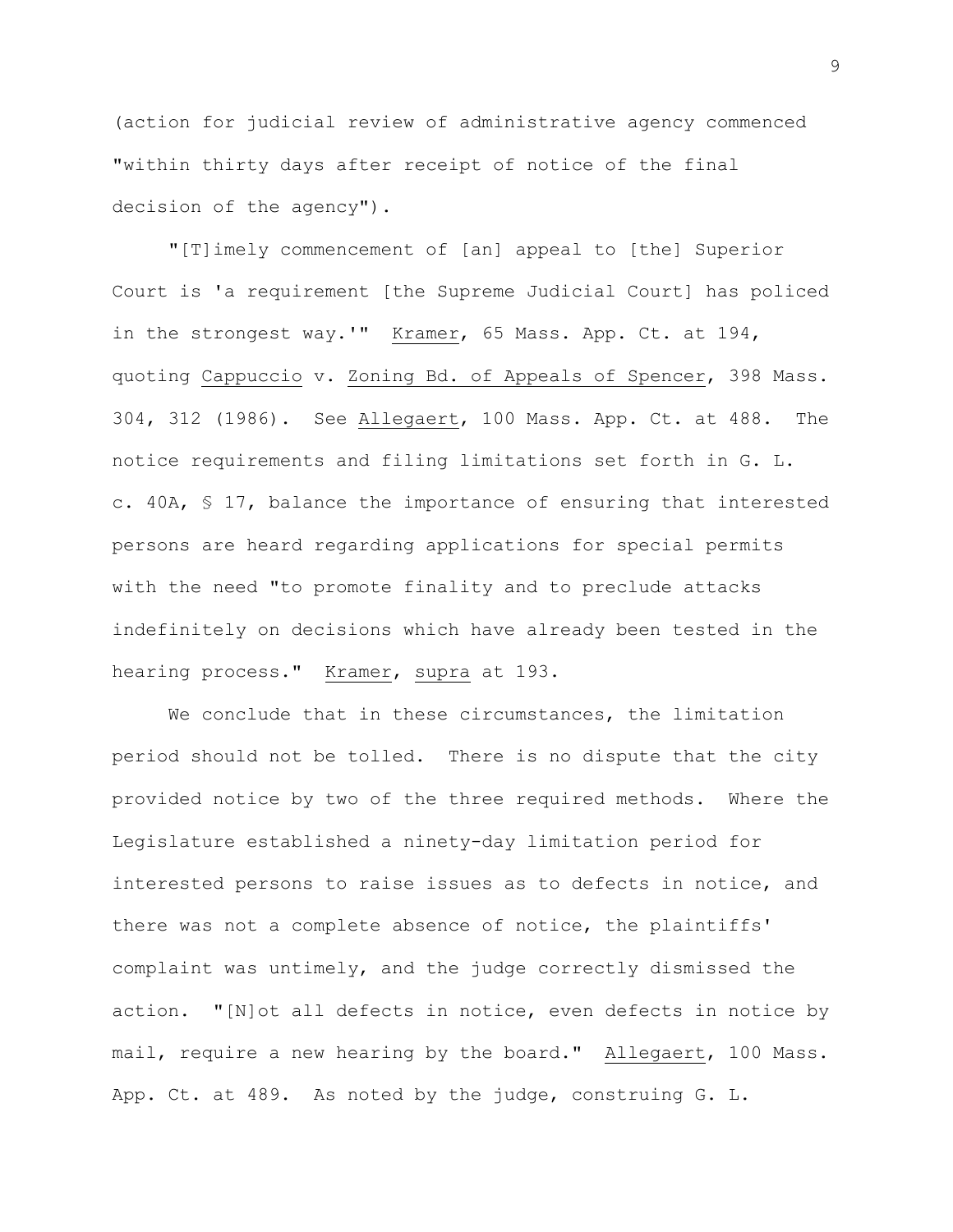(action for judicial review of administrative agency commenced "within thirty days after receipt of notice of the final decision of the agency").

"[T]imely commencement of [an] appeal to [the] Superior Court is 'a requirement [the Supreme Judicial Court] has policed in the strongest way.'" Kramer, 65 Mass. App. Ct. at 194, quoting Cappuccio v. Zoning Bd. of Appeals of Spencer, 398 Mass. 304, 312 (1986). See Allegaert, 100 Mass. App. Ct. at 488. The notice requirements and filing limitations set forth in G. L. c. 40A, § 17, balance the importance of ensuring that interested persons are heard regarding applications for special permits with the need "to promote finality and to preclude attacks indefinitely on decisions which have already been tested in the hearing process." Kramer, supra at 193.

We conclude that in these circumstances, the limitation period should not be tolled. There is no dispute that the city provided notice by two of the three required methods. Where the Legislature established a ninety-day limitation period for interested persons to raise issues as to defects in notice, and there was not a complete absence of notice, the plaintiffs' complaint was untimely, and the judge correctly dismissed the action. "[N]ot all defects in notice, even defects in notice by mail, require a new hearing by the board." Allegaert, 100 Mass. App. Ct. at 489. As noted by the judge, construing G. L.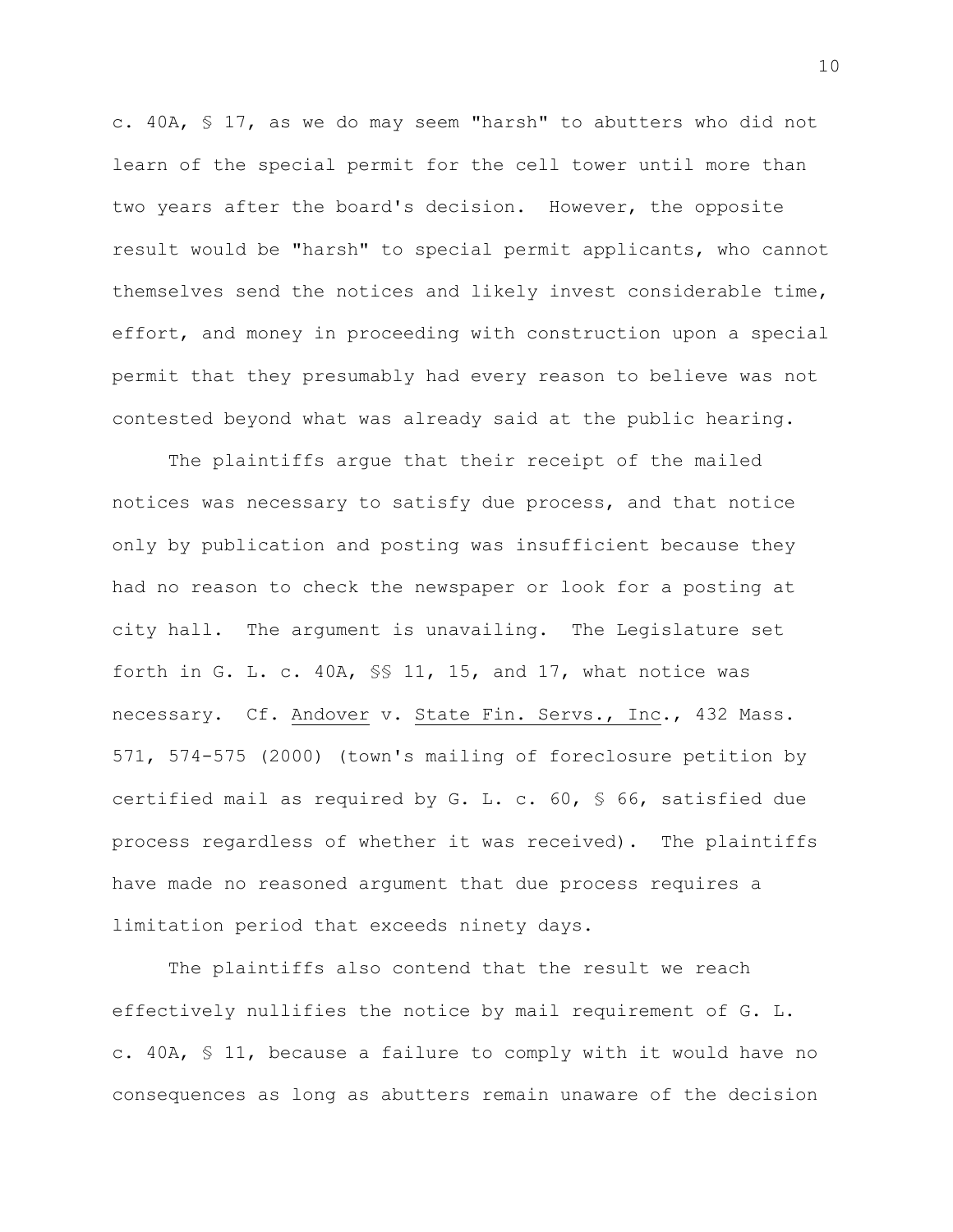c. 40A, § 17, as we do may seem "harsh" to abutters who did not learn of the special permit for the cell tower until more than two years after the board's decision. However, the opposite result would be "harsh" to special permit applicants, who cannot themselves send the notices and likely invest considerable time, effort, and money in proceeding with construction upon a special permit that they presumably had every reason to believe was not contested beyond what was already said at the public hearing.

The plaintiffs argue that their receipt of the mailed notices was necessary to satisfy due process, and that notice only by publication and posting was insufficient because they had no reason to check the newspaper or look for a posting at city hall. The argument is unavailing. The Legislature set forth in G. L. c. 40A, §§ 11, 15, and 17, what notice was necessary. Cf. Andover v. State Fin. Servs., Inc., 432 Mass. 571, 574-575 (2000) (town's mailing of foreclosure petition by certified mail as required by G. L. c. 60, § 66, satisfied due process regardless of whether it was received). The plaintiffs have made no reasoned argument that due process requires a limitation period that exceeds ninety days.

The plaintiffs also contend that the result we reach effectively nullifies the notice by mail requirement of G. L. c. 40A, § 11, because a failure to comply with it would have no consequences as long as abutters remain unaware of the decision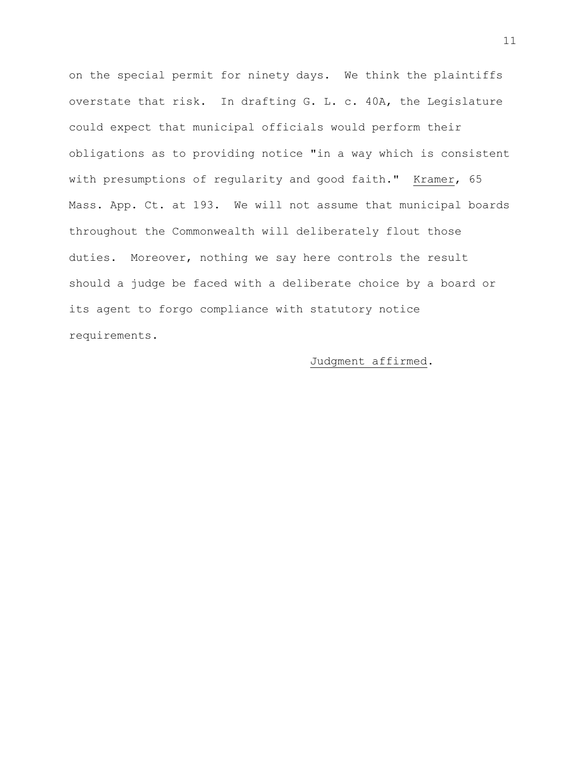on the special permit for ninety days. We think the plaintiffs overstate that risk. In drafting G. L. c. 40A, the Legislature could expect that municipal officials would perform their obligations as to providing notice "in a way which is consistent with presumptions of regularity and good faith." Kramer, 65 Mass. App. Ct. at 193. We will not assume that municipal boards throughout the Commonwealth will deliberately flout those duties. Moreover, nothing we say here controls the result should a judge be faced with a deliberate choice by a board or its agent to forgo compliance with statutory notice requirements.

Judgment affirmed.